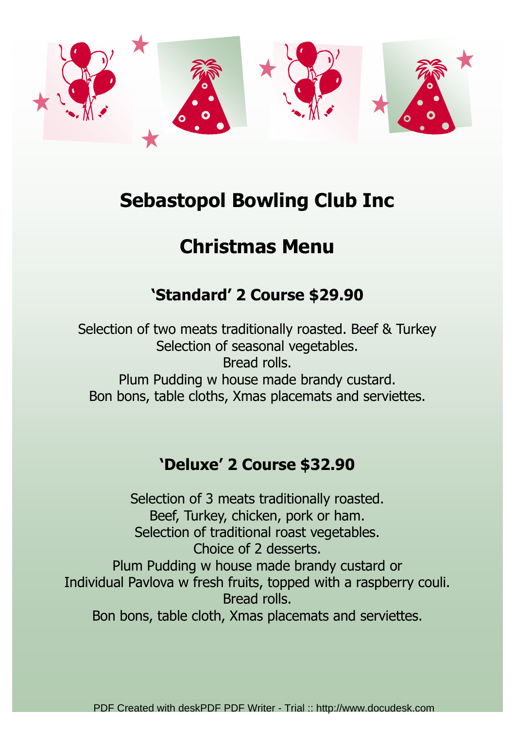# Sebastopol Bowling Club Inc

# Christmas Menu

### ‘Standard’ 2 Course $29.90

Selection of two meats traditionally roasted. Beef & Turkey
Selection of seasonal vegetables.
Bread rolls.
Plum Pudding w house made brandy custard.
Bon bons, table cloths, Xmas placemats and serviettes.

### ‘Deluxe’ 2 Course $32.90

Selection of 3 meats traditionally roasted.
Beef, Turkey, chicken, pork or ham.
Selection of traditional roast vegetables.
Choice of 2 desserts.
Plum Pudding w house made brandy custard or
Individual Pavlova w fresh fruits, topped with a raspberry couli.
Bread rolls.
Bon bons, table cloth, Xmas placemats and serviettes.

PDF Created with deskPDF PDF Writer - Trial :: http://www.docudesk.com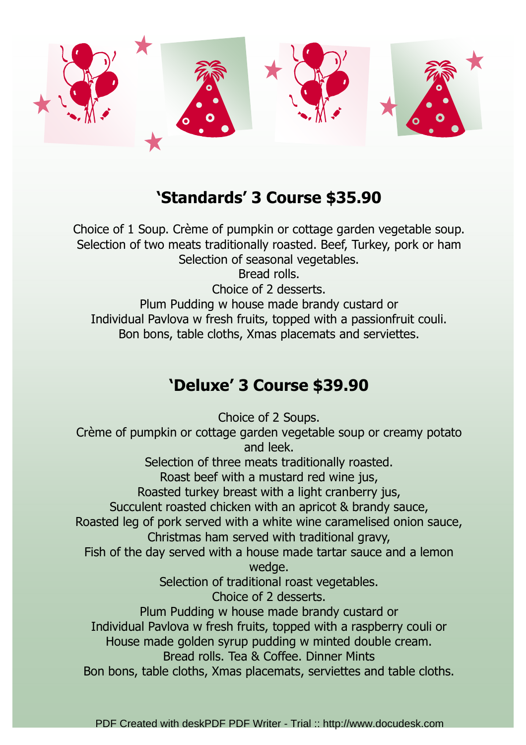## 'Standards' 3 Course $35.90

Choice of 1 Soup. Crème of pumpkin or cottage garden vegetable soup.
Selection of two meats traditionally roasted. Beef, Turkey, pork or ham
Selection of seasonal vegetables.
Bread rolls.
Choice of 2 desserts.
Plum Pudding w house made brandy custard or
Individual Pavlova w fresh fruits, topped with a passionfruit couli.
Bon bons, table cloths, Xmas placemats and serviettes.

## 'Deluxe' 3 Course $39.90

Choice of 2 Soups.
Crème of pumpkin or cottage garden vegetable soup or creamy potato and leek.
Selection of three meats traditionally roasted.
Roast beef with a mustard red wine jus,
Roasted turkey breast with a light cranberry jus,
Succulent roasted chicken with an apricot & brandy sauce,
Roasted leg of pork served with a white wine caramelised onion sauce,
Christmas ham served with traditional gravy,
Fish of the day served with a house made tartar sauce and a lemon wedge.
Selection of traditional roast vegetables.
Choice of 2 desserts.
Plum Pudding w house made brandy custard or
Individual Pavlova w fresh fruits, topped with a raspberry couli or
House made golden syrup pudding w minted double cream.
Bread rolls. Tea & Coffee. Dinner Mints
Bon bons, table cloths, Xmas placemats, serviettes and table cloths.